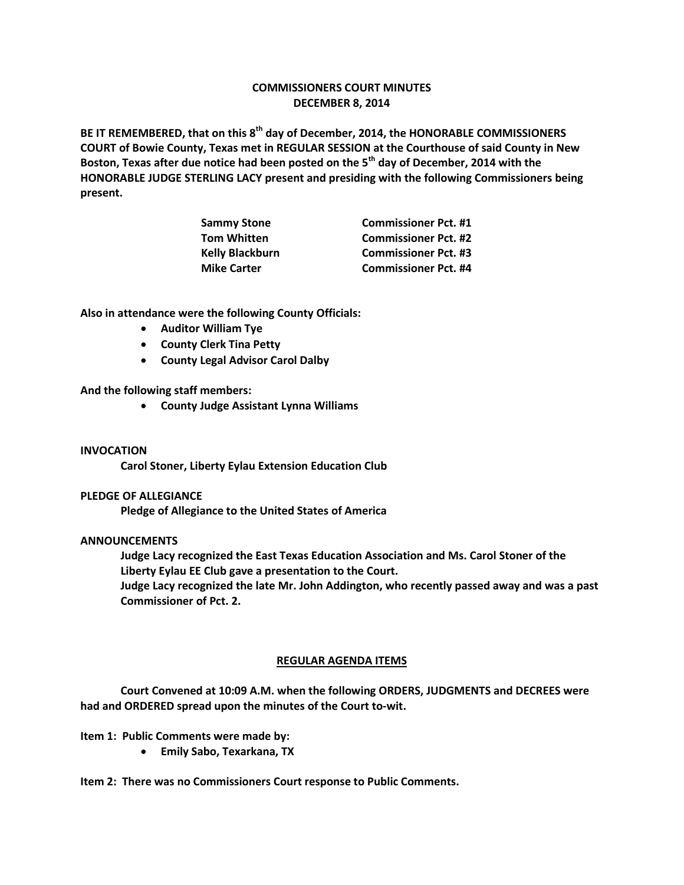# COMMISSIONERS COURT MINUTES
## DECEMBER 8, 2014

**BE IT REMEMBERED, that on this 8th day of December, 2014, the HONORABLE COMMISSIONERS COURT of Bowie County, Texas met in REGULAR SESSION at the Courthouse of said County in New Boston, Texas after due notice had been posted on the 5th day of December, 2014 with the HONORABLE JUDGE STERLING LACY present and presiding with the following Commissioners being present.**

| | |
|---|---|
| **Sammy Stone** | **Commissioner Pct. #1** |
| **Tom Whitten** | **Commissioner Pct. #2** |
| **Kelly Blackburn** | **Commissioner Pct. #3** |
| **Mike Carter** | **Commissioner Pct. #4** |

**Also in attendance were the following County Officials:**

- **Auditor William Tye**
- **County Clerk Tina Petty**
- **County Legal Advisor Carol Dalby**

**And the following staff members:**

- **County Judge Assistant Lynna Williams**

**INVOCATION**

**Carol Stoner, Liberty Eylau Extension Education Club**

**PLEDGE OF ALLEGIANCE**

**Pledge of Allegiance to the United States of America**

**ANNOUNCEMENTS**

**Judge Lacy recognized the East Texas Education Association and Ms. Carol Stoner of the Liberty Eylau EE Club gave a presentation to the Court.**

**Judge Lacy recognized the late Mr. John Addington, who recently passed away and was a past Commissioner of Pct. 2.**

**REGULAR AGENDA ITEMS**

**Court Convened at 10:09 A.M. when the following ORDERS, JUDGMENTS and DECREES were had and ORDERED spread upon the minutes of the Court to-wit.**

**Item 1: Public Comments were made by:**

- **Emily Sabo, Texarkana, TX**

**Item 2: There was no Commissioners Court response to Public Comments.**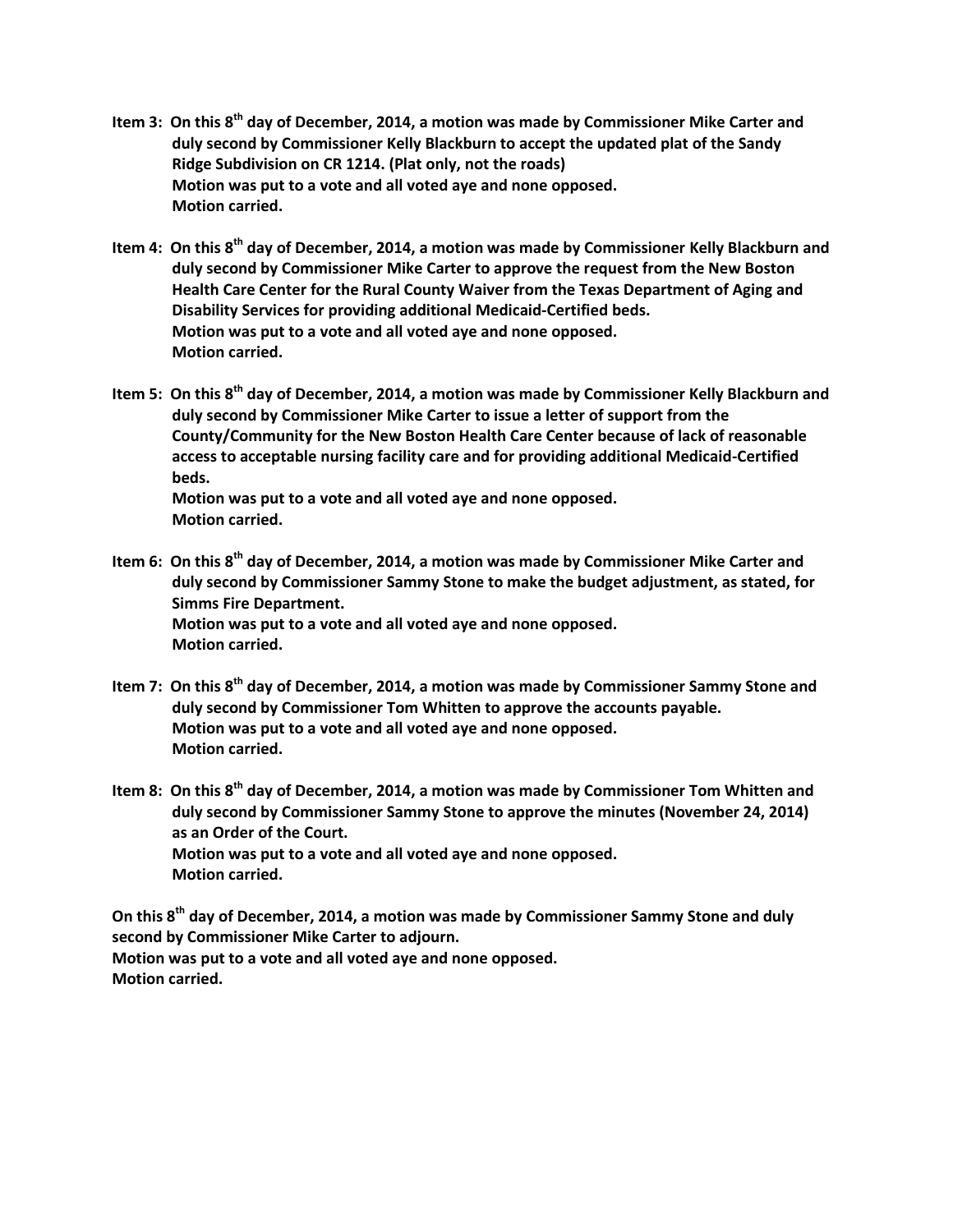**Item 3: On this 8th day of December, 2014, a motion was made by Commissioner Mike Carter and duly second by Commissioner Kelly Blackburn to accept the updated plat of the Sandy Ridge Subdivision on CR 1214. (Plat only, not the roads)**
**Motion was put to a vote and all voted aye and none opposed.**
**Motion carried.**

**Item 4: On this 8th day of December, 2014, a motion was made by Commissioner Kelly Blackburn and duly second by Commissioner Mike Carter to approve the request from the New Boston Health Care Center for the Rural County Waiver from the Texas Department of Aging and Disability Services for providing additional Medicaid-Certified beds.**
**Motion was put to a vote and all voted aye and none opposed.**
**Motion carried.**

**Item 5: On this 8th day of December, 2014, a motion was made by Commissioner Kelly Blackburn and duly second by Commissioner Mike Carter to issue a letter of support from the County/Community for the New Boston Health Care Center because of lack of reasonable access to acceptable nursing facility care and for providing additional Medicaid-Certified beds.**
**Motion was put to a vote and all voted aye and none opposed.**
**Motion carried.**

**Item 6: On this 8th day of December, 2014, a motion was made by Commissioner Mike Carter and duly second by Commissioner Sammy Stone to make the budget adjustment, as stated, for Simms Fire Department.**
**Motion was put to a vote and all voted aye and none opposed.**
**Motion carried.**

**Item 7: On this 8th day of December, 2014, a motion was made by Commissioner Sammy Stone and duly second by Commissioner Tom Whitten to approve the accounts payable.**
**Motion was put to a vote and all voted aye and none opposed.**
**Motion carried.**

**Item 8: On this 8th day of December, 2014, a motion was made by Commissioner Tom Whitten and duly second by Commissioner Sammy Stone to approve the minutes (November 24, 2014) as an Order of the Court.**
**Motion was put to a vote and all voted aye and none opposed.**
**Motion carried.**

**On this 8th day of December, 2014, a motion was made by Commissioner Sammy Stone and duly second by Commissioner Mike Carter to adjourn.**
**Motion was put to a vote and all voted aye and none opposed.**
**Motion carried.**